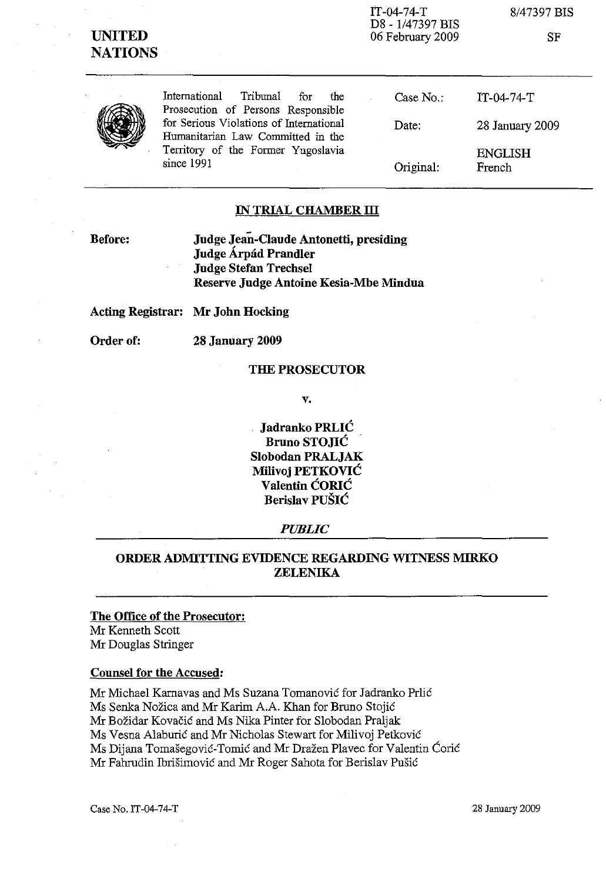IT-04-74-T
D8 - 1/47397 BIS
06 February 2009

8/47397 BIS

SF

**UNITED NATIONS**

International Tribunal for the Prosecution of Persons Responsible for Serious Violations of International Humanitarian Law Committed in the Territory of the Former Yugoslavia since 1991

| | |
|---|---|
| Case No.: | IT-04-74-T |
| Date: | 28 January 2009 |
| Original: | ENGLISH French |

## IN TRIAL CHAMBER III

**Before:** **Judge Jean-Claude Antonetti, presiding**
**Judge Árpád Prandler**
**Judge Stefan Trechsel**
**Reserve Judge Antoine Kesia-Mbe Mindua**

**Acting Registrar:** **Mr John Hocking**

**Order of:** **28 January 2009**

**THE PROSECUTOR**

**v.**

**Jadranko PRLIĆ**
**Bruno STOJIĆ**
**Slobodan PRALJAK**
**Milivoj PETKOVIĆ**
**Valentin ĆORIĆ**
**Berislav PUŠIĆ**

***PUBLIC***

## ORDER ADMITTING EVIDENCE REGARDING WITNESS MIRKO ZELENIKA

**The Office of the Prosecutor:**
Mr Kenneth Scott
Mr Douglas Stringer

**Counsel for the Accused:**

Mr Michael Karnavas and Ms Suzana Tomanović for Jadranko Prlić
Ms Senka Nožica and Mr Karim A.A. Khan for Bruno Stojić
Mr Božidar Kovačić and Ms Nika Pinter for Slobodan Praljak
Ms Vesna Alaburić and Mr Nicholas Stewart for Milivoj Petković
Ms Dijana Tomašegović-Tomić and Mr Dražen Plavec for Valentin Ćorić
Mr Fahrudin Ibrišimović and Mr Roger Sahota for Berislav Pušić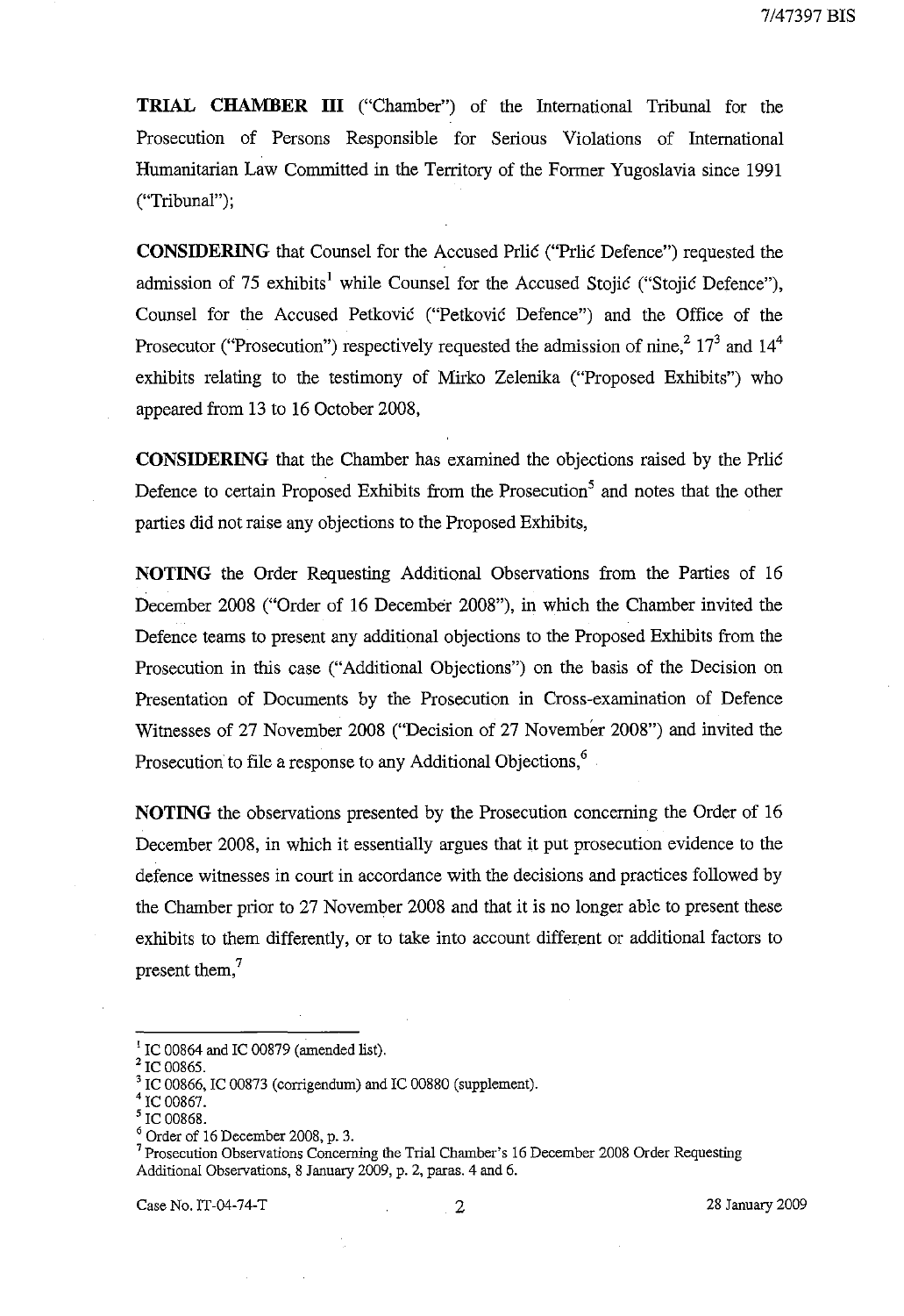**TRIAL CHAMBER III** ("Chamber") of the International Tribunal for the Prosecution of Persons Responsible for Serious Violations of International Humanitarian Law Committed in the Territory of the Former Yugoslavia since 1991 ("Tribunal");

**CONSIDERING** that Counsel for the Accused Prlić ("Prlić Defence") requested the admission of 75 exhibits[1] while Counsel for the Accused Stojić ("Stojić Defence"), Counsel for the Accused Petković ("Petković Defence") and the Office of the Prosecutor ("Prosecution") respectively requested the admission of nine,[2] 17[3] and 14[4] exhibits relating to the testimony of Mirko Zelenika ("Proposed Exhibits") who appeared from 13 to 16 October 2008,

**CONSIDERING** that the Chamber has examined the objections raised by the Prlić Defence to certain Proposed Exhibits from the Prosecution[5] and notes that the other parties did not raise any objections to the Proposed Exhibits,

**NOTING** the Order Requesting Additional Observations from the Parties of 16 December 2008 ("Order of 16 December 2008"), in which the Chamber invited the Defence teams to present any additional objections to the Proposed Exhibits from the Prosecution in this case ("Additional Objections") on the basis of the Decision on Presentation of Documents by the Prosecution in Cross-examination of Defence Witnesses of 27 November 2008 ("Decision of 27 November 2008") and invited the Prosecution to file a response to any Additional Objections,[6]

**NOTING** the observations presented by the Prosecution concerning the Order of 16 December 2008, in which it essentially argues that it put prosecution evidence to the defence witnesses in court in accordance with the decisions and practices followed by the Chamber prior to 27 November 2008 and that it is no longer able to present these exhibits to them differently, or to take into account different or additional factors to present them,[7]

---

[1] IC 00864 and IC 00879 (amended list).

[2] IC 00865.

[3] IC 00866, IC 00873 (corrigendum) and IC 00880 (supplement).

[4] IC 00867.

[5] IC 00868.

[6] Order of 16 December 2008, p. 3.

[7] Prosecution Observations Concerning the Trial Chamber's 16 December 2008 Order Requesting Additional Observations, 8 January 2009, p. 2, paras. 4 and 6.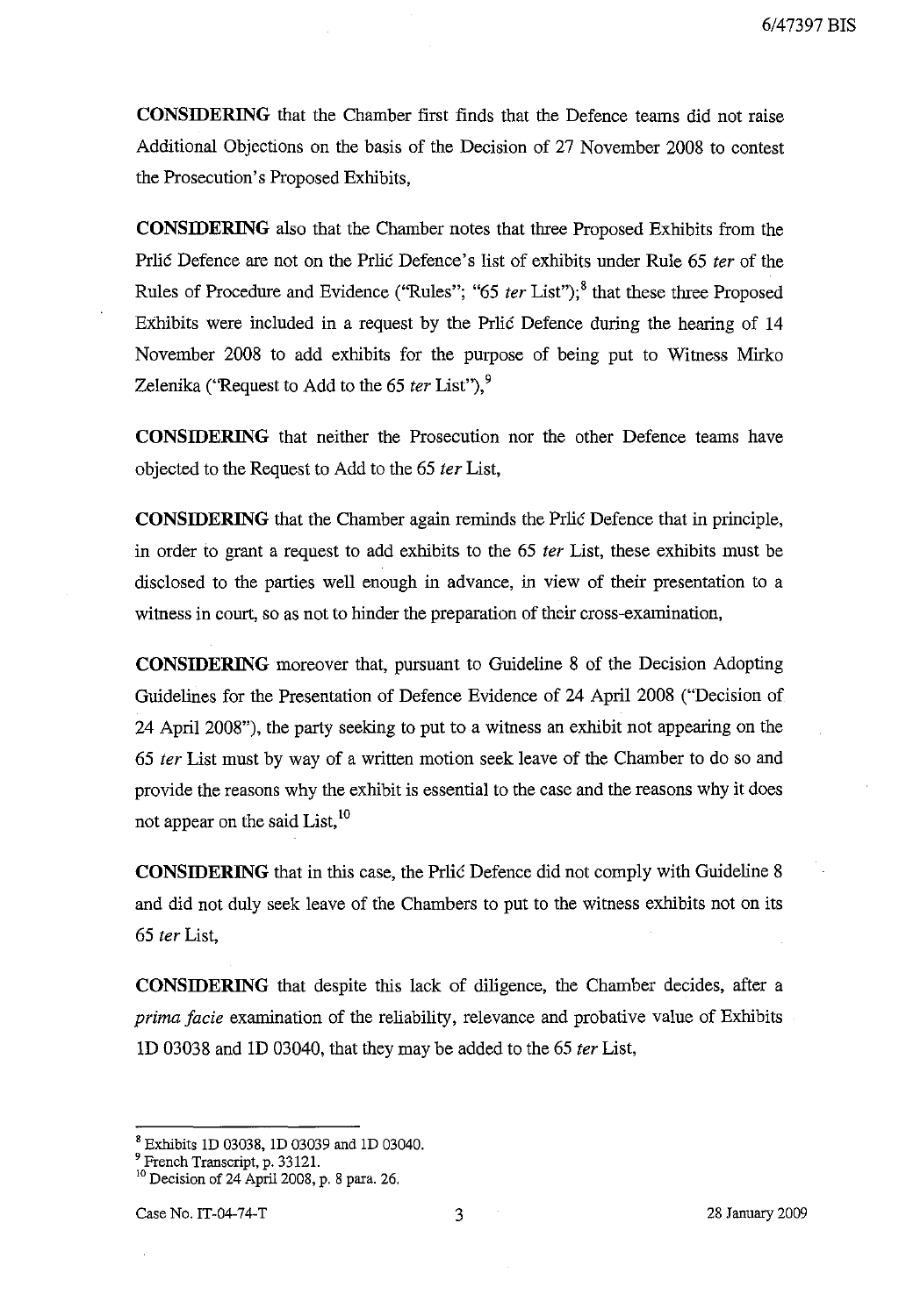**CONSIDERING** that the Chamber first finds that the Defence teams did not raise Additional Objections on the basis of the Decision of 27 November 2008 to contest the Prosecution's Proposed Exhibits,

**CONSIDERING** also that the Chamber notes that three Proposed Exhibits from the Prlić Defence are not on the Prlić Defence's list of exhibits under Rule 65 *ter* of the Rules of Procedure and Evidence ("Rules"; "65 *ter* List");[8] that these three Proposed Exhibits were included in a request by the Prlić Defence during the hearing of 14 November 2008 to add exhibits for the purpose of being put to Witness Mirko Zelenika ("Request to Add to the 65 *ter* List"),[9]

**CONSIDERING** that neither the Prosecution nor the other Defence teams have objected to the Request to Add to the 65 *ter* List,

**CONSIDERING** that the Chamber again reminds the Prlić Defence that in principle, in order to grant a request to add exhibits to the 65 *ter* List, these exhibits must be disclosed to the parties well enough in advance, in view of their presentation to a witness in court, so as not to hinder the preparation of their cross-examination,

**CONSIDERING** moreover that, pursuant to Guideline 8 of the Decision Adopting Guidelines for the Presentation of Defence Evidence of 24 April 2008 ("Decision of 24 April 2008"), the party seeking to put to a witness an exhibit not appearing on the 65 *ter* List must by way of a written motion seek leave of the Chamber to do so and provide the reasons why the exhibit is essential to the case and the reasons why it does not appear on the said List,[10]

**CONSIDERING** that in this case, the Prlić Defence did not comply with Guideline 8 and did not duly seek leave of the Chambers to put to the witness exhibits not on its 65 *ter* List,

**CONSIDERING** that despite this lack of diligence, the Chamber decides, after a *prima facie* examination of the reliability, relevance and probative value of Exhibits 1D 03038 and 1D 03040, that they may be added to the 65 *ter* List,

---

[8] Exhibits 1D 03038, 1D 03039 and 1D 03040.

[9] French Transcript, p. 33121.

[10] Decision of 24 April 2008, p. 8 para. 26.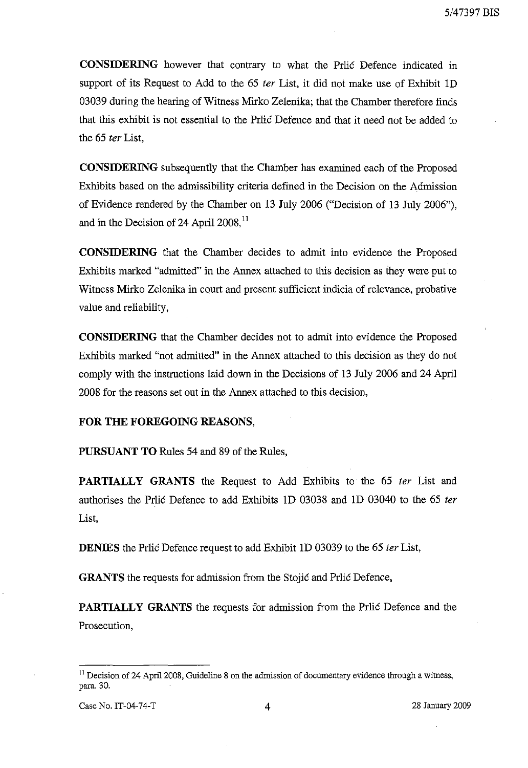**CONSIDERING** however that contrary to what the Prlić Defence indicated in support of its Request to Add to the 65 *ter* List, it did not make use of Exhibit 1D 03039 during the hearing of Witness Mirko Zelenika; that the Chamber therefore finds that this exhibit is not essential to the Prlić Defence and that it need not be added to the 65 *ter* List,

**CONSIDERING** subsequently that the Chamber has examined each of the Proposed Exhibits based on the admissibility criteria defined in the Decision on the Admission of Evidence rendered by the Chamber on 13 July 2006 ("Decision of 13 July 2006"), and in the Decision of 24 April 2008,[11]

**CONSIDERING** that the Chamber decides to admit into evidence the Proposed Exhibits marked "admitted" in the Annex attached to this decision as they were put to Witness Mirko Zelenika in court and present sufficient indicia of relevance, probative value and reliability,

**CONSIDERING** that the Chamber decides not to admit into evidence the Proposed Exhibits marked "not admitted" in the Annex attached to this decision as they do not comply with the instructions laid down in the Decisions of 13 July 2006 and 24 April 2008 for the reasons set out in the Annex attached to this decision,

**FOR THE FOREGOING REASONS,**

**PURSUANT TO** Rules 54 and 89 of the Rules,

**PARTIALLY GRANTS** the Request to Add Exhibits to the 65 *ter* List and authorises the Prlić Defence to add Exhibits 1D 03038 and 1D 03040 to the 65 *ter* List,

**DENIES** the Prlić Defence request to add Exhibit 1D 03039 to the 65 *ter* List,

**GRANTS** the requests for admission from the Stojić and Prlić Defence,

**PARTIALLY GRANTS** the requests for admission from the Prlić Defence and the Prosecution,

---

[11] Decision of 24 April 2008, Guideline 8 on the admission of documentary evidence through a witness, para. 30.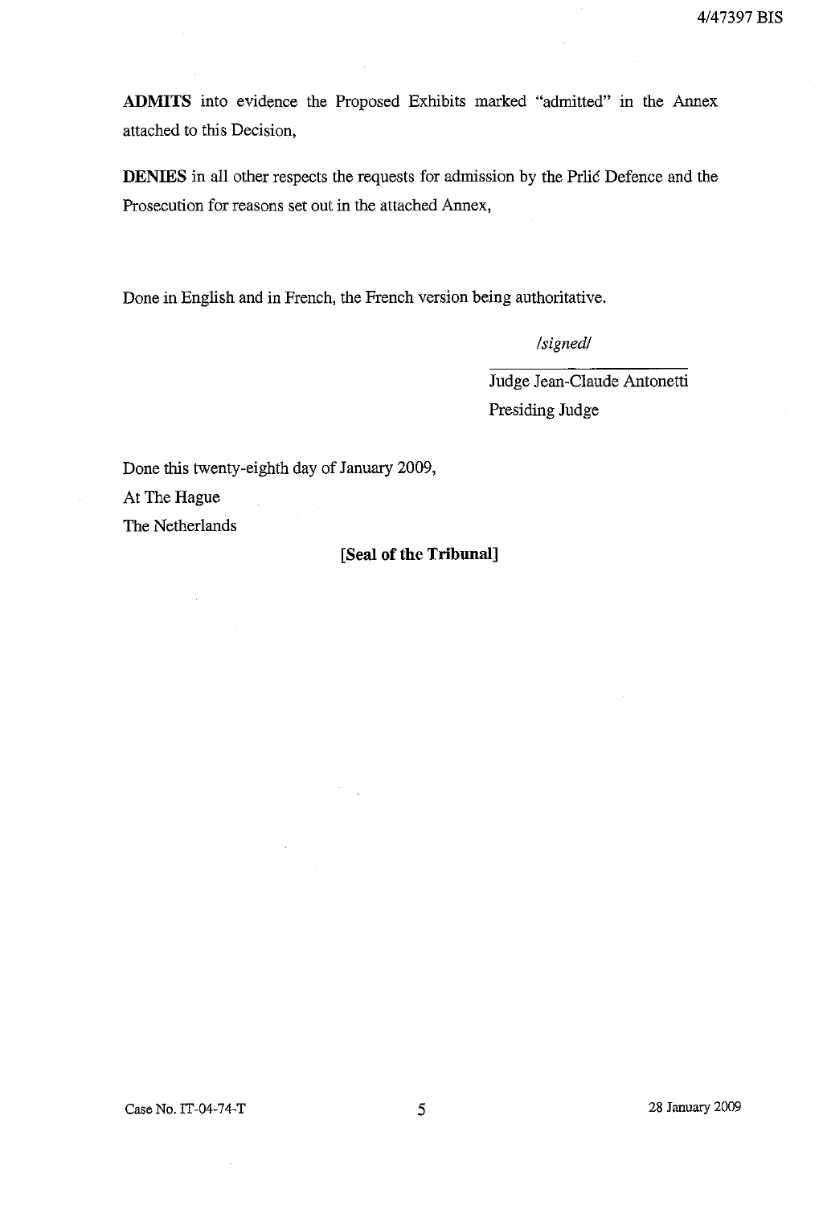**ADMITS** into evidence the Proposed Exhibits marked "admitted" in the Annex attached to this Decision,

**DENIES** in all other respects the requests for admission by the Prlić Defence and the Prosecution for reasons set out in the attached Annex,

Done in English and in French, the French version being authoritative.

*/signed/*

Judge Jean-Claude Antonetti
Presiding Judge

Done this twenty-eighth day of January 2009,
At The Hague
The Netherlands

**[Seal of the Tribunal]**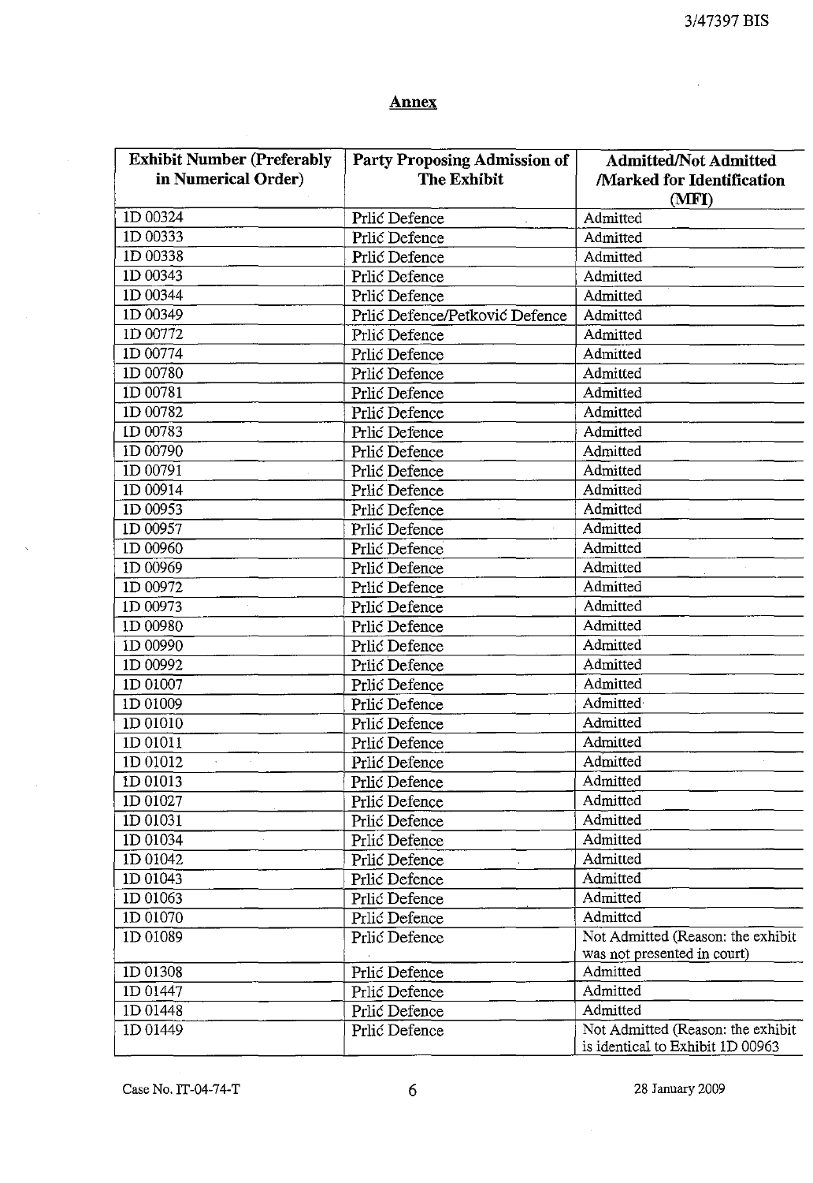## Annex

| Exhibit Number (Preferably in Numerical Order) | Party Proposing Admission of The Exhibit | Admitted/Not Admitted /Marked for Identification (MFI) |
|---|---|---|
| 1D 00324 | Prlić Defence | Admitted |
| 1D 00333 | Prlić Defence | Admitted |
| 1D 00338 | Prlić Defence | Admitted |
| 1D 00343 | Prlić Defence | Admitted |
| 1D 00344 | Prlić Defence | Admitted |
| 1D 00349 | Prlić Defence/Petković Defence | Admitted |
| 1D 00772 | Prlić Defence | Admitted |
| 1D 00774 | Prlić Defence | Admitted |
| 1D 00780 | Prlić Defence | Admitted |
| 1D 00781 | Prlić Defence | Admitted |
| 1D 00782 | Prlić Defence | Admitted |
| 1D 00783 | Prlić Defence | Admitted |
| 1D 00790 | Prlić Defence | Admitted |
| 1D 00791 | Prlić Defence | Admitted |
| 1D 00914 | Prlić Defence | Admitted |
| 1D 00953 | Prlić Defence | Admitted |
| 1D 00957 | Prlić Defence | Admitted |
| 1D 00960 | Prlić Defence | Admitted |
| 1D 00969 | Prlić Defence | Admitted |
| 1D 00972 | Prlić Defence | Admitted |
| 1D 00973 | Prlić Defence | Admitted |
| 1D 00980 | Prlić Defence | Admitted |
| 1D 00990 | Prlić Defence | Admitted |
| 1D 00992 | Prlić Defence | Admitted |
| 1D 01007 | Prlić Defence | Admitted |
| 1D 01009 | Prlić Defence | Admitted |
| 1D 01010 | Prlić Defence | Admitted |
| 1D 01011 | Prlić Defence | Admitted |
| 1D 01012 | Prlić Defence | Admitted |
| 1D 01013 | Prlić Defence | Admitted |
| 1D 01027 | Prlić Defence | Admitted |
| 1D 01031 | Prlić Defence | Admitted |
| 1D 01034 | Prlić Defence | Admitted |
| 1D 01042 | Prlić Defence | Admitted |
| 1D 01043 | Prlić Defence | Admitted |
| 1D 01063 | Prlić Defence | Admitted |
| 1D 01070 | Prlić Defence | Admitted |
| 1D 01089 | Prlić Defence | Not Admitted (Reason: the exhibit was not presented in court) |
| 1D 01308 | Prlić Defence | Admitted |
| 1D 01447 | Prlić Defence | Admitted |
| 1D 01448 | Prlić Defence | Admitted |
| 1D 01449 | Prlić Defence | Not Admitted (Reason: the exhibit is identical to Exhibit 1D 00963 |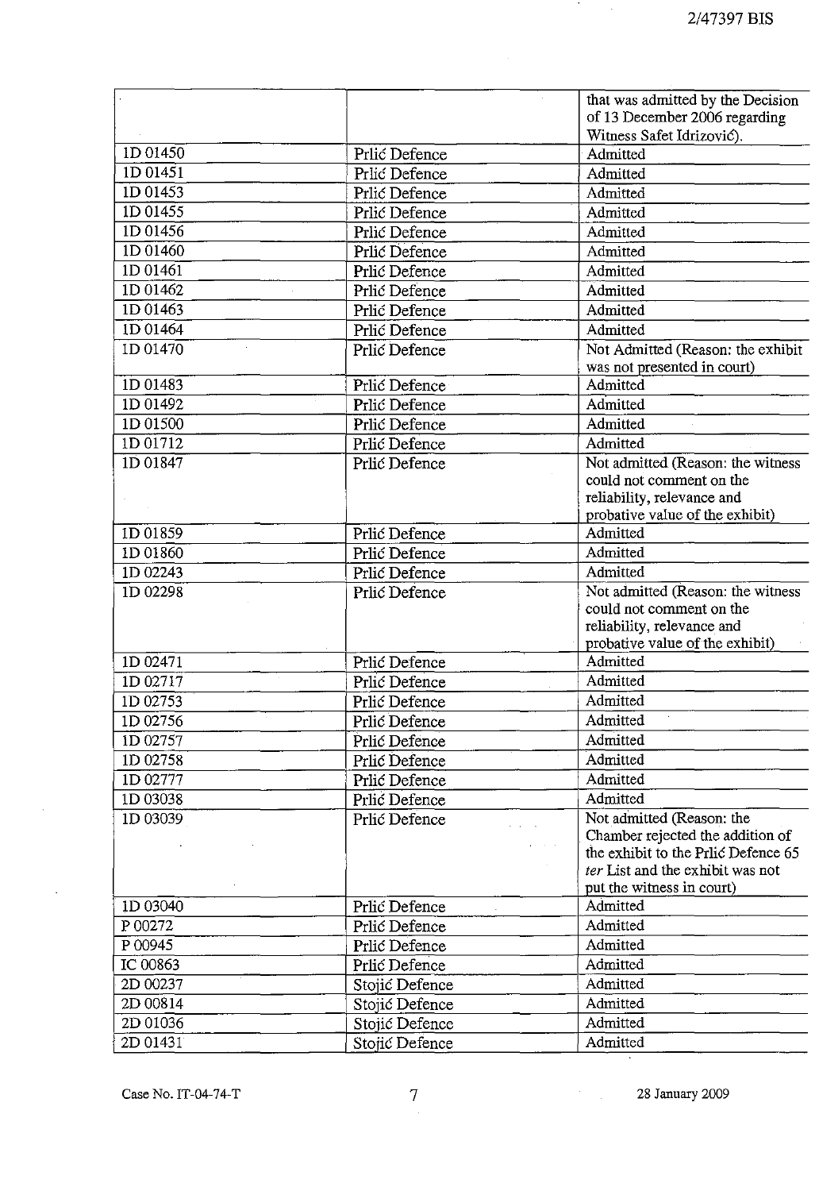| | | |
|---|---|---|
| | | that was admitted by the Decision of 13 December 2006 regarding Witness Safet Idrizović). |
| 1D 01450 | Prlić Defence | Admitted |
| 1D 01451 | Prlić Defence | Admitted |
| 1D 01453 | Prlić Defence | Admitted |
| 1D 01455 | Prlić Defence | Admitted |
| 1D 01456 | Prlić Defence | Admitted |
| 1D 01460 | Prlić Defence | Admitted |
| 1D 01461 | Prlić Defence | Admitted |
| 1D 01462 | Prlić Defence | Admitted |
| 1D 01463 | Prlić Defence | Admitted |
| 1D 01464 | Prlić Defence | Admitted |
| 1D 01470 | Prlić Defence | Not Admitted (Reason: the exhibit was not presented in court) |
| 1D 01483 | Prlić Defence | Admitted |
| 1D 01492 | Prlić Defence | Admitted |
| 1D 01500 | Prlić Defence | Admitted |
| 1D 01712 | Prlić Defence | Admitted |
| 1D 01847 | Prlić Defence | Not admitted (Reason: the witness could not comment on the reliability, relevance and probative value of the exhibit) |
| 1D 01859 | Prlić Defence | Admitted |
| 1D 01860 | Prlić Defence | Admitted |
| 1D 02243 | Prlić Defence | Admitted |
| 1D 02298 | Prlić Defence | Not admitted (Reason: the witness could not comment on the reliability, relevance and probative value of the exhibit) |
| 1D 02471 | Prlić Defence | Admitted |
| 1D 02717 | Prlić Defence | Admitted |
| 1D 02753 | Prlić Defence | Admitted |
| 1D 02756 | Prlić Defence | Admitted |
| 1D 02757 | Prlić Defence | Admitted |
| 1D 02758 | Prlić Defence | Admitted |
| 1D 02777 | Prlić Defence | Admitted |
| 1D 03038 | Prlić Defence | Admitted |
| 1D 03039 | Prlić Defence | Not admitted (Reason: the Chamber rejected the addition of the exhibit to the Prlić Defence 65 *ter* List and the exhibit was not put the witness in court) |
| 1D 03040 | Prlić Defence | Admitted |
| P 00272 | Prlić Defence | Admitted |
| P 00945 | Prlić Defence | Admitted |
| IC 00863 | Prlić Defence | Admitted |
| 2D 00237 | Stojić Defence | Admitted |
| 2D 00814 | Stojić Defence | Admitted |
| 2D 01036 | Stojić Defence | Admitted |
| 2D 01431 | Stojić Defence | Admitted |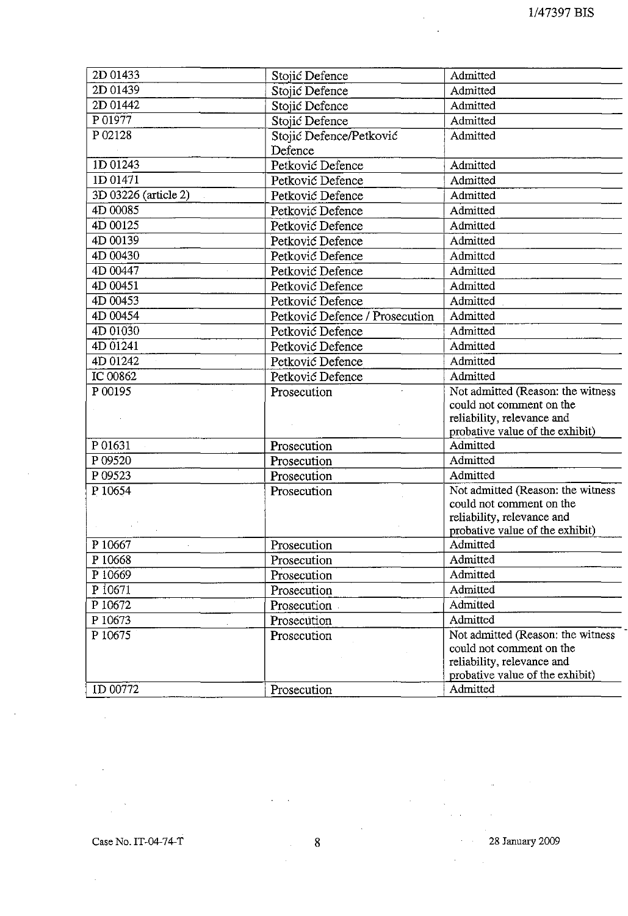| | | |
|---|---|---|
| 2D 01433 | Stojić Defence | Admitted |
| 2D 01439 | Stojić Defence | Admitted |
| 2D 01442 | Stojić Defence | Admitted |
| P 01977 | Stojić Defence | Admitted |
| P 02128 | Stojić Defence/Petković Defence | Admitted |
| 1D 01243 | Petković Defence | Admitted |
| 1D 01471 | Petković Defence | Admitted |
| 3D 03226 (article 2) | Petković Defence | Admitted |
| 4D 00085 | Petković Defence | Admitted |
| 4D 00125 | Petković Defence | Admitted |
| 4D 00139 | Petković Defence | Admitted |
| 4D 00430 | Petković Defence | Admitted |
| 4D 00447 | Petković Defence | Admitted |
| 4D 00451 | Petković Defence | Admitted |
| 4D 00453 | Petković Defence | Admitted |
| 4D 00454 | Petković Defence / Prosecution | Admitted |
| 4D 01030 | Petković Defence | Admitted |
| 4D 01241 | Petković Defence | Admitted |
| 4D 01242 | Petković Defence | Admitted |
| IC 00862 | Petković Defence | Admitted |
| P 00195 | Prosecution | Not admitted (Reason: the witness could not comment on the reliability, relevance and probative value of the exhibit) |
| P 01631 | Prosecution | Admitted |
| P 09520 | Prosecution | Admitted |
| P 09523 | Prosecution | Admitted |
| P 10654 | Prosecution | Not admitted (Reason: the witness could not comment on the reliability, relevance and probative value of the exhibit) |
| P 10667 | Prosecution | Admitted |
| P 10668 | Prosecution | Admitted |
| P 10669 | Prosecution | Admitted |
| P 10671 | Prosecution | Admitted |
| P 10672 | Prosecution | Admitted |
| P 10673 | Prosecution | Admitted |
| P 10675 | Prosecution | Not admitted (Reason: the witness could not comment on the reliability, relevance and probative value of the exhibit) |
| 1D 00772 | Prosecution | Admitted |

Case No. IT-04-74-T

28 January 2009